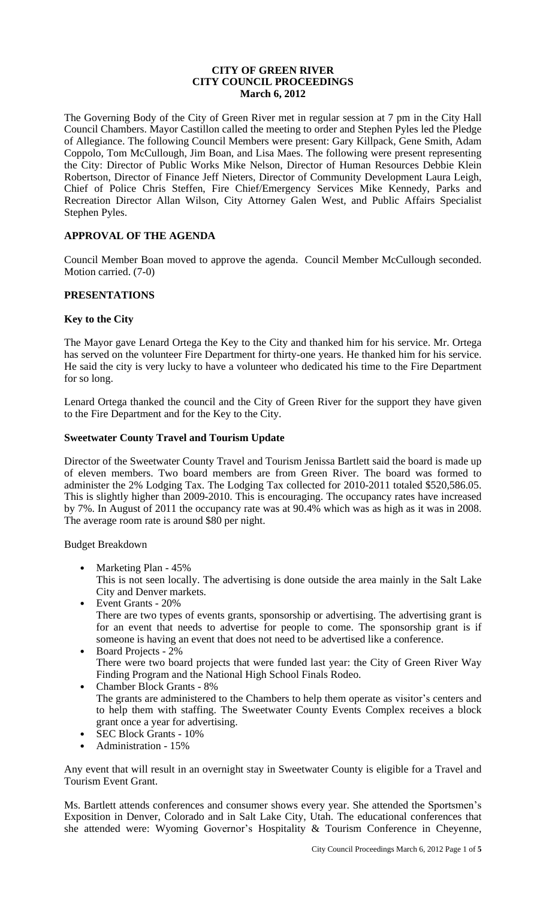# CITY OF GREEN RIVER
# CITY COUNCIL PROCEEDINGS
# March 6, 2012

The Governing Body of the City of Green River met in regular session at 7 pm in the City Hall Council Chambers. Mayor Castillon called the meeting to order and Stephen Pyles led the Pledge of Allegiance. The following Council Members were present: Gary Killpack, Gene Smith, Adam Coppolo, Tom McCullough, Jim Boan, and Lisa Maes. The following were present representing the City: Director of Public Works Mike Nelson, Director of Human Resources Debbie Klein Robertson, Director of Finance Jeff Nieters, Director of Community Development Laura Leigh, Chief of Police Chris Steffen, Fire Chief/Emergency Services Mike Kennedy, Parks and Recreation Director Allan Wilson, City Attorney Galen West, and Public Affairs Specialist Stephen Pyles.

## APPROVAL OF THE AGENDA

Council Member Boan moved to approve the agenda. Council Member McCullough seconded. Motion carried. (7-0)

## PRESENTATIONS

### Key to the City

The Mayor gave Lenard Ortega the Key to the City and thanked him for his service. Mr. Ortega has served on the volunteer Fire Department for thirty-one years. He thanked him for his service. He said the city is very lucky to have a volunteer who dedicated his time to the Fire Department for so long.

Lenard Ortega thanked the council and the City of Green River for the support they have given to the Fire Department and for the Key to the City.

### Sweetwater County Travel and Tourism Update

Director of the Sweetwater County Travel and Tourism Jenissa Bartlett said the board is made up of eleven members. Two board members are from Green River. The board was formed to administer the 2% Lodging Tax. The Lodging Tax collected for 2010-2011 totaled $520,586.05. This is slightly higher than 2009-2010. This is encouraging. The occupancy rates have increased by 7%. In August of 2011 the occupancy rate was at 90.4% which was as high as it was in 2008. The average room rate is around $80 per night.

Budget Breakdown

- Marketing Plan - 45%
  This is not seen locally. The advertising is done outside the area mainly in the Salt Lake City and Denver markets.
- Event Grants - 20%
  There are two types of events grants, sponsorship or advertising. The advertising grant is for an event that needs to advertise for people to come. The sponsorship grant is if someone is having an event that does not need to be advertised like a conference.
- Board Projects - 2%
  There were two board projects that were funded last year: the City of Green River Way Finding Program and the National High School Finals Rodeo.
- Chamber Block Grants - 8%
  The grants are administered to the Chambers to help them operate as visitor's centers and to help them with staffing. The Sweetwater County Events Complex receives a block grant once a year for advertising.
- SEC Block Grants - 10%
- Administration - 15%

Any event that will result in an overnight stay in Sweetwater County is eligible for a Travel and Tourism Event Grant.

Ms. Bartlett attends conferences and consumer shows every year. She attended the Sportsmen's Exposition in Denver, Colorado and in Salt Lake City, Utah. The educational conferences that she attended were: Wyoming Governor's Hospitality & Tourism Conference in Cheyenne,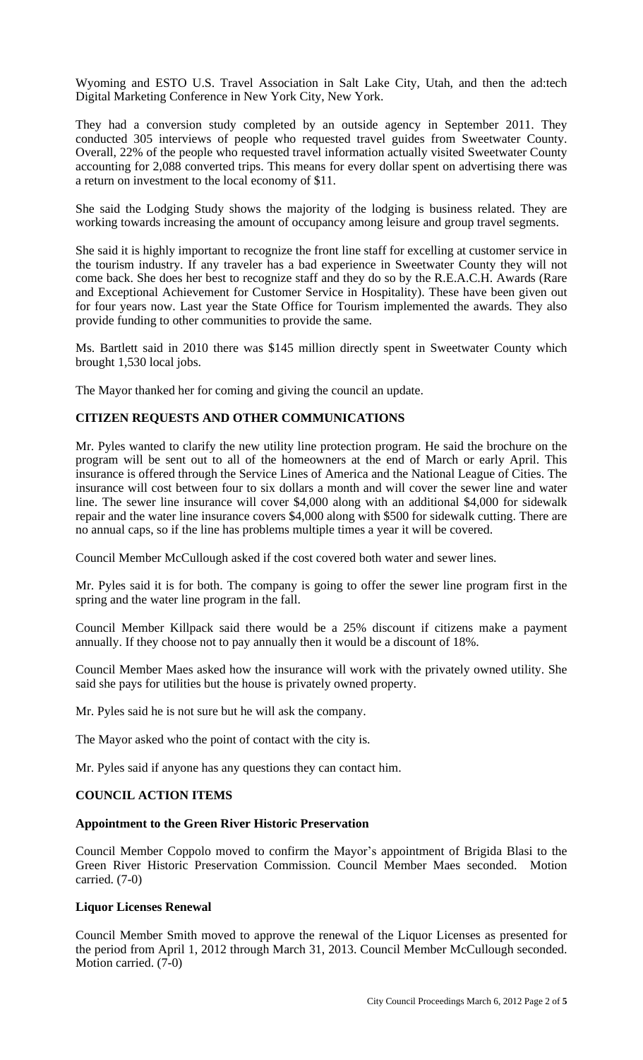Wyoming and ESTO U.S. Travel Association in Salt Lake City, Utah, and then the ad:tech Digital Marketing Conference in New York City, New York.

They had a conversion study completed by an outside agency in September 2011. They conducted 305 interviews of people who requested travel guides from Sweetwater County. Overall, 22% of the people who requested travel information actually visited Sweetwater County accounting for 2,088 converted trips. This means for every dollar spent on advertising there was a return on investment to the local economy of $11.

She said the Lodging Study shows the majority of the lodging is business related. They are working towards increasing the amount of occupancy among leisure and group travel segments.

She said it is highly important to recognize the front line staff for excelling at customer service in the tourism industry. If any traveler has a bad experience in Sweetwater County they will not come back. She does her best to recognize staff and they do so by the R.E.A.C.H. Awards (Rare and Exceptional Achievement for Customer Service in Hospitality). These have been given out for four years now. Last year the State Office for Tourism implemented the awards. They also provide funding to other communities to provide the same.

Ms. Bartlett said in 2010 there was $145 million directly spent in Sweetwater County which brought 1,530 local jobs.

The Mayor thanked her for coming and giving the council an update.

## CITIZEN REQUESTS AND OTHER COMMUNICATIONS

Mr. Pyles wanted to clarify the new utility line protection program. He said the brochure on the program will be sent out to all of the homeowners at the end of March or early April. This insurance is offered through the Service Lines of America and the National League of Cities. The insurance will cost between four to six dollars a month and will cover the sewer line and water line. The sewer line insurance will cover $4,000 along with an additional $4,000 for sidewalk repair and the water line insurance covers $4,000 along with $500 for sidewalk cutting. There are no annual caps, so if the line has problems multiple times a year it will be covered.

Council Member McCullough asked if the cost covered both water and sewer lines.

Mr. Pyles said it is for both. The company is going to offer the sewer line program first in the spring and the water line program in the fall.

Council Member Killpack said there would be a 25% discount if citizens make a payment annually. If they choose not to pay annually then it would be a discount of 18%.

Council Member Maes asked how the insurance will work with the privately owned utility. She said she pays for utilities but the house is privately owned property.

Mr. Pyles said he is not sure but he will ask the company.

The Mayor asked who the point of contact with the city is.

Mr. Pyles said if anyone has any questions they can contact him.

## COUNCIL ACTION ITEMS

### Appointment to the Green River Historic Preservation

Council Member Coppolo moved to confirm the Mayor's appointment of Brigida Blasi to the Green River Historic Preservation Commission. Council Member Maes seconded. Motion carried. (7-0)

### Liquor Licenses Renewal

Council Member Smith moved to approve the renewal of the Liquor Licenses as presented for the period from April 1, 2012 through March 31, 2013. Council Member McCullough seconded. Motion carried. (7-0)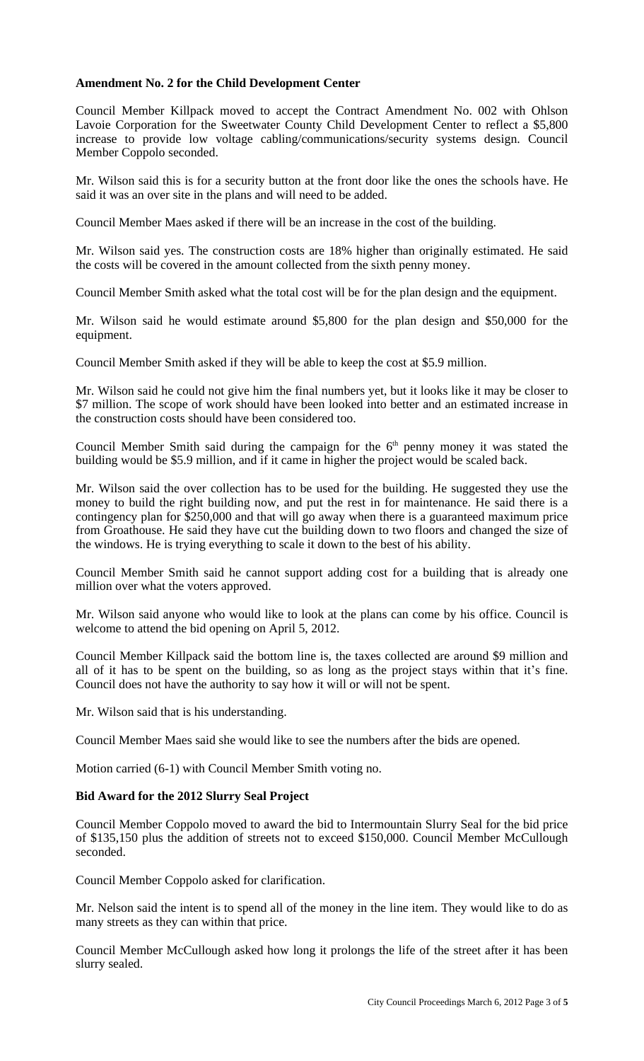**Amendment No. 2 for the Child Development Center**

Council Member Killpack moved to accept the Contract Amendment No. 002 with Ohlson Lavoie Corporation for the Sweetwater County Child Development Center to reflect a $5,800 increase to provide low voltage cabling/communications/security systems design. Council Member Coppolo seconded.

Mr. Wilson said this is for a security button at the front door like the ones the schools have. He said it was an over site in the plans and will need to be added.

Council Member Maes asked if there will be an increase in the cost of the building.

Mr. Wilson said yes. The construction costs are 18% higher than originally estimated. He said the costs will be covered in the amount collected from the sixth penny money.

Council Member Smith asked what the total cost will be for the plan design and the equipment.

Mr. Wilson said he would estimate around $5,800 for the plan design and $50,000 for the equipment.

Council Member Smith asked if they will be able to keep the cost at $5.9 million.

Mr. Wilson said he could not give him the final numbers yet, but it looks like it may be closer to $7 million. The scope of work should have been looked into better and an estimated increase in the construction costs should have been considered too.

Council Member Smith said during the campaign for the 6th penny money it was stated the building would be $5.9 million, and if it came in higher the project would be scaled back.

Mr. Wilson said the over collection has to be used for the building. He suggested they use the money to build the right building now, and put the rest in for maintenance. He said there is a contingency plan for $250,000 and that will go away when there is a guaranteed maximum price from Groathouse. He said they have cut the building down to two floors and changed the size of the windows. He is trying everything to scale it down to the best of his ability.

Council Member Smith said he cannot support adding cost for a building that is already one million over what the voters approved.

Mr. Wilson said anyone who would like to look at the plans can come by his office. Council is welcome to attend the bid opening on April 5, 2012.

Council Member Killpack said the bottom line is, the taxes collected are around $9 million and all of it has to be spent on the building, so as long as the project stays within that it's fine. Council does not have the authority to say how it will or will not be spent.

Mr. Wilson said that is his understanding.

Council Member Maes said she would like to see the numbers after the bids are opened.

Motion carried (6-1) with Council Member Smith voting no.

**Bid Award for the 2012 Slurry Seal Project**

Council Member Coppolo moved to award the bid to Intermountain Slurry Seal for the bid price of $135,150 plus the addition of streets not to exceed $150,000. Council Member McCullough seconded.

Council Member Coppolo asked for clarification.

Mr. Nelson said the intent is to spend all of the money in the line item. They would like to do as many streets as they can within that price.

Council Member McCullough asked how long it prolongs the life of the street after it has been slurry sealed.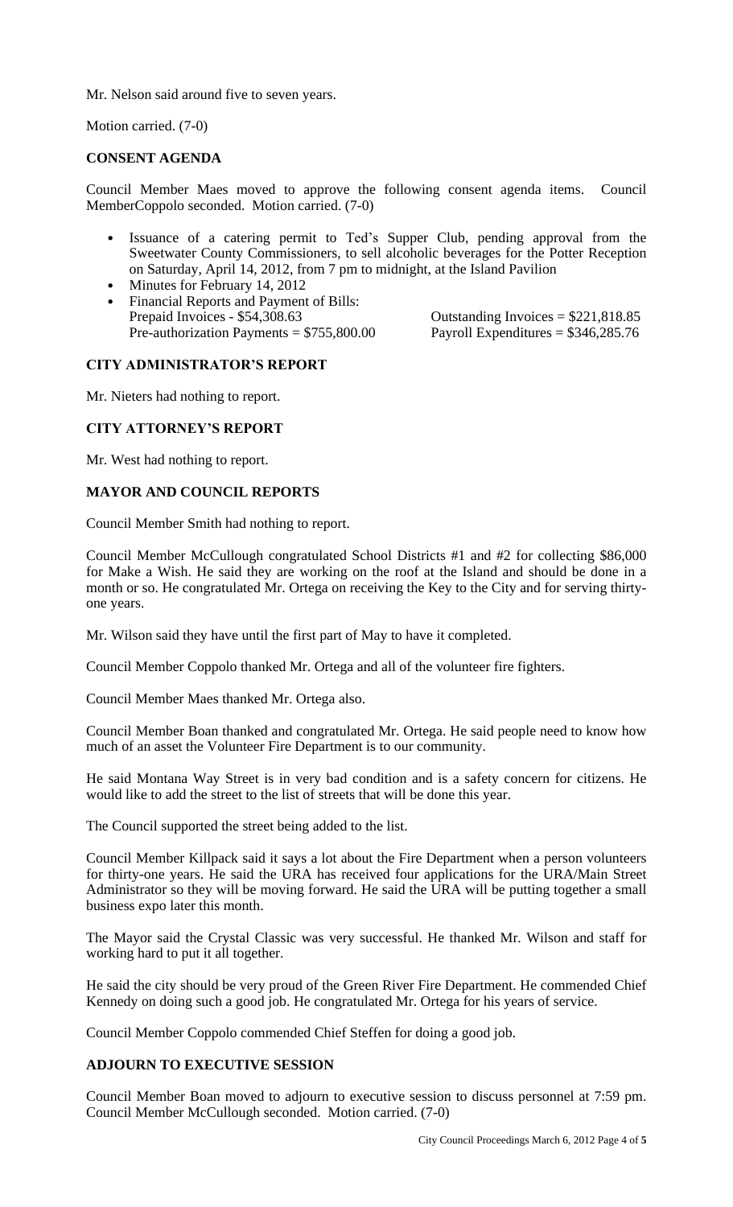Mr. Nelson said around five to seven years.

Motion carried. (7-0)

## CONSENT AGENDA

Council Member Maes moved to approve the following consent agenda items. Council MemberCoppolo seconded. Motion carried. (7-0)

- Issuance of a catering permit to Ted's Supper Club, pending approval from the Sweetwater County Commissioners, to sell alcoholic beverages for the Potter Reception on Saturday, April 14, 2012, from 7 pm to midnight, at the Island Pavilion
- Minutes for February 14, 2012
- Financial Reports and Payment of Bills:
  Prepaid Invoices - $54,308.63 Outstanding Invoices = $221,818.85
  Pre-authorization Payments = $755,800.00 Payroll Expenditures = $346,285.76

## CITY ADMINISTRATOR'S REPORT

Mr. Nieters had nothing to report.

## CITY ATTORNEY'S REPORT

Mr. West had nothing to report.

## MAYOR AND COUNCIL REPORTS

Council Member Smith had nothing to report.

Council Member McCullough congratulated School Districts #1 and #2 for collecting $86,000 for Make a Wish. He said they are working on the roof at the Island and should be done in a month or so. He congratulated Mr. Ortega on receiving the Key to the City and for serving thirty-one years.

Mr. Wilson said they have until the first part of May to have it completed.

Council Member Coppolo thanked Mr. Ortega and all of the volunteer fire fighters.

Council Member Maes thanked Mr. Ortega also.

Council Member Boan thanked and congratulated Mr. Ortega. He said people need to know how much of an asset the Volunteer Fire Department is to our community.

He said Montana Way Street is in very bad condition and is a safety concern for citizens. He would like to add the street to the list of streets that will be done this year.

The Council supported the street being added to the list.

Council Member Killpack said it says a lot about the Fire Department when a person volunteers for thirty-one years. He said the URA has received four applications for the URA/Main Street Administrator so they will be moving forward. He said the URA will be putting together a small business expo later this month.

The Mayor said the Crystal Classic was very successful. He thanked Mr. Wilson and staff for working hard to put it all together.

He said the city should be very proud of the Green River Fire Department. He commended Chief Kennedy on doing such a good job. He congratulated Mr. Ortega for his years of service.

Council Member Coppolo commended Chief Steffen for doing a good job.

## ADJOURN TO EXECUTIVE SESSION

Council Member Boan moved to adjourn to executive session to discuss personnel at 7:59 pm. Council Member McCullough seconded. Motion carried. (7-0)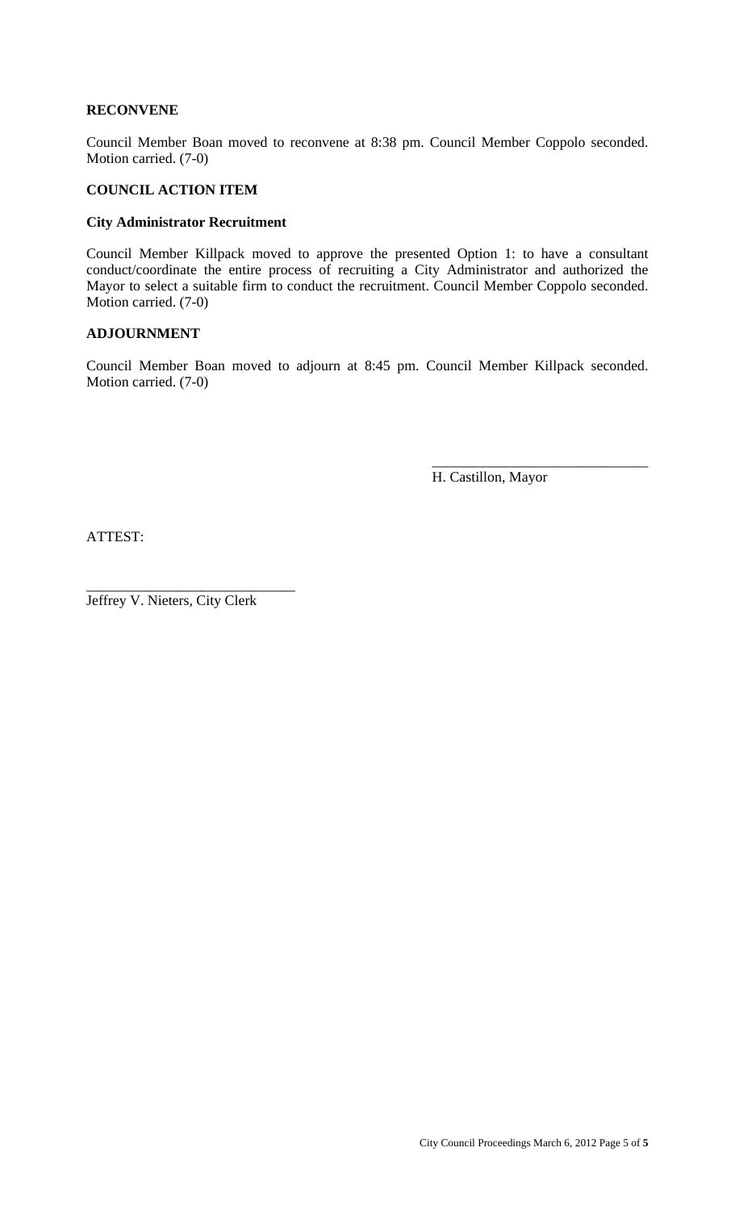**RECONVENE**

Council Member Boan moved to reconvene at 8:38 pm. Council Member Coppolo seconded. Motion carried. (7-0)

**COUNCIL ACTION ITEM**

**City Administrator Recruitment**

Council Member Killpack moved to approve the presented Option 1: to have a consultant conduct/coordinate the entire process of recruiting a City Administrator and authorized the Mayor to select a suitable firm to conduct the recruitment. Council Member Coppolo seconded. Motion carried. (7-0)

**ADJOURNMENT**

Council Member Boan moved to adjourn at 8:45 pm. Council Member Killpack seconded. Motion carried. (7-0)

______________________________
H. Castillon, Mayor

ATTEST:

______________________________
Jeffrey V. Nieters, City Clerk